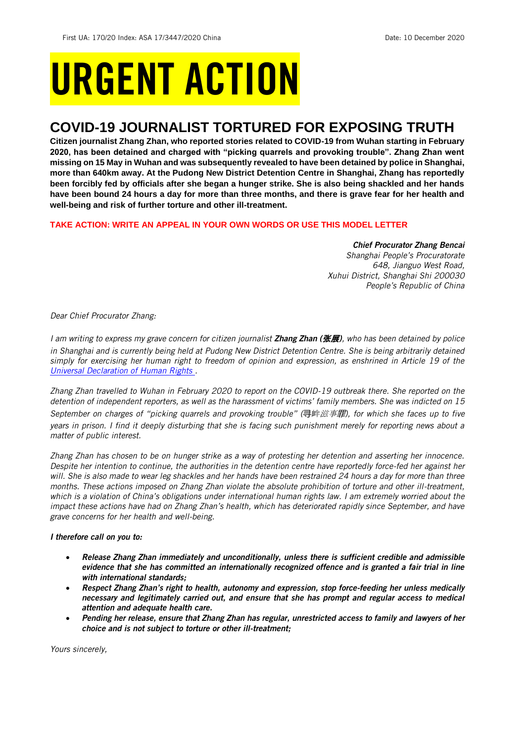First UA: 170/20 Index: ASA 17/3447/2020 China Date: 10 December 2020

# URGENT ACTION

## COVID-19 JOURNALIST TORTURED FOR EXPOSING TRUTH

**Citizen journalist Zhang Zhan, who reported stories related to COVID-19 from Wuhan starting in February 2020, has been detained and charged with "picking quarrels and provoking trouble". Zhang Zhan went missing on 15 May in Wuhan and was subsequently revealed to have been detained by police in Shanghai, more than 640km away. At the Pudong New District Detention Centre in Shanghai, Zhang has reportedly been forcibly fed by officials after she began a hunger strike. She is also being shackled and her hands have been bound 24 hours a day for more than three months, and there is grave fear for her health and well-being and risk of further torture and other ill-treatment.**

**TAKE ACTION: WRITE AN APPEAL IN YOUR OWN WORDS OR USE THIS MODEL LETTER**

***Chief Procurator Zhang Bencai***
*Shanghai People's Procuratorate*
*648, Jianguo West Road,*
*Xuhui District, Shanghai Shi 200030*
*People's Republic of China*

*Dear Chief Procurator Zhang:*

*I am writing to express my grave concern for citizen journalist* ***Zhang Zhan (张展)****, who has been detained by police in Shanghai and is currently being held at Pudong New District Detention Centre. She is being arbitrarily detained simply for exercising her human right to freedom of opinion and expression, as enshrined in Article 19 of the Universal Declaration of Human Rights .*

*Zhang Zhan travelled to Wuhan in February 2020 to report on the COVID-19 outbreak there. She reported on the detention of independent reporters, as well as the harassment of victims' family members. She was indicted on 15 September on charges of "picking quarrels and provoking trouble" (寻衅滋事罪), for which she faces up to five years in prison. I find it deeply disturbing that she is facing such punishment merely for reporting news about a matter of public interest.*

*Zhang Zhan has chosen to be on hunger strike as a way of protesting her detention and asserting her innocence. Despite her intention to continue, the authorities in the detention centre have reportedly force-fed her against her will. She is also made to wear leg shackles and her hands have been restrained 24 hours a day for more than three months. These actions imposed on Zhang Zhan violate the absolute prohibition of torture and other ill-treatment, which is a violation of China's obligations under international human rights law. I am extremely worried about the impact these actions have had on Zhang Zhan's health, which has deteriorated rapidly since September, and have grave concerns for her health and well-being.*

***I therefore call on you to:***

- ***Release Zhang Zhan immediately and unconditionally, unless there is sufficient credible and admissible evidence that she has committed an internationally recognized offence and is granted a fair trial in line with international standards;***
- ***Respect Zhang Zhan's right to health, autonomy and expression, stop force-feeding her unless medically necessary and legitimately carried out, and ensure that she has prompt and regular access to medical attention and adequate health care.***
- ***Pending her release, ensure that Zhang Zhan has regular, unrestricted access to family and lawyers of her choice and is not subject to torture or other ill-treatment;***

*Yours sincerely,*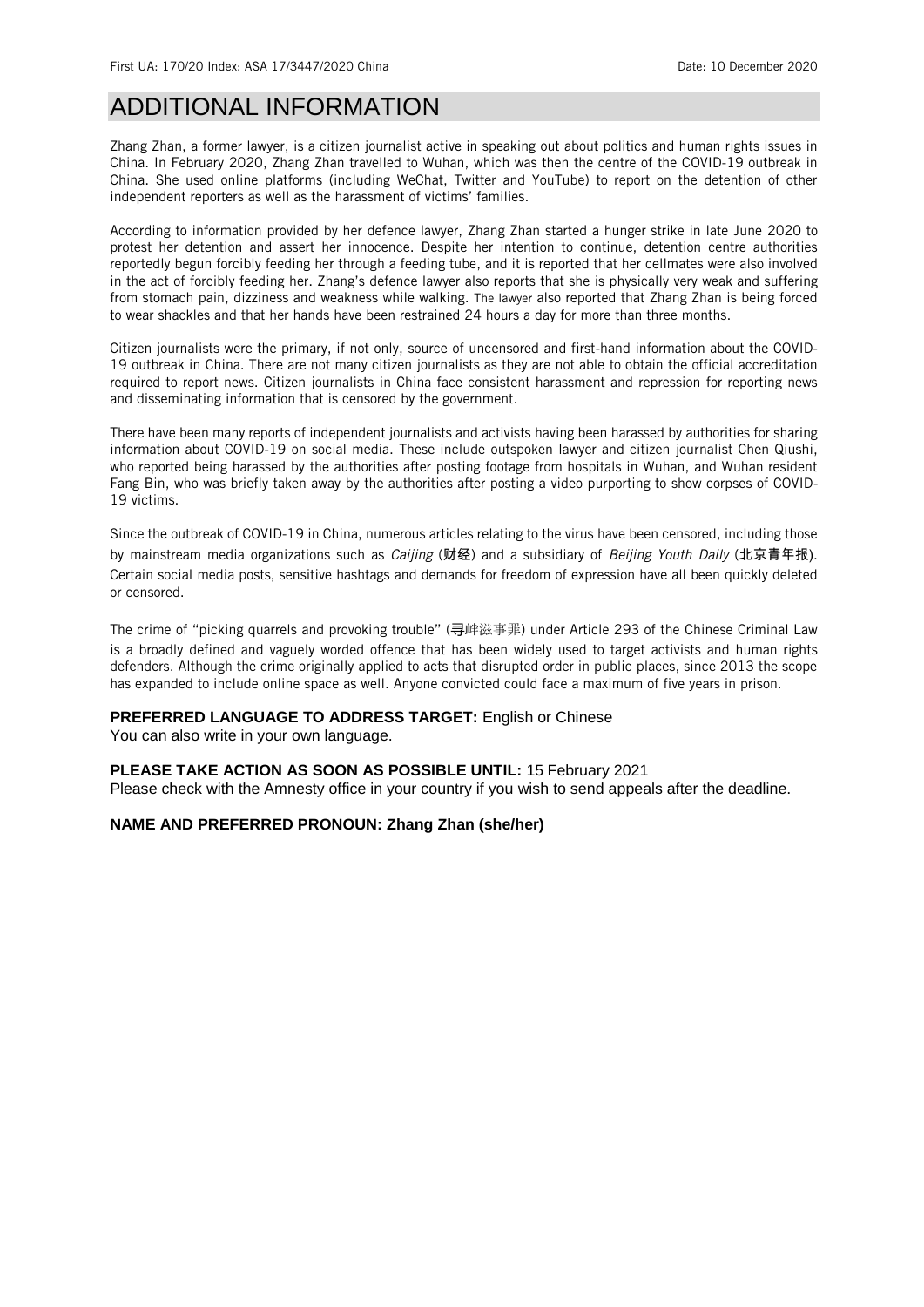# ADDITIONAL INFORMATION

Zhang Zhan, a former lawyer, is a citizen journalist active in speaking out about politics and human rights issues in China. In February 2020, Zhang Zhan travelled to Wuhan, which was then the centre of the COVID-19 outbreak in China. She used online platforms (including WeChat, Twitter and YouTube) to report on the detention of other independent reporters as well as the harassment of victims' families.

According to information provided by her defence lawyer, Zhang Zhan started a hunger strike in late June 2020 to protest her detention and assert her innocence. Despite her intention to continue, detention centre authorities reportedly begun forcibly feeding her through a feeding tube, and it is reported that her cellmates were also involved in the act of forcibly feeding her. Zhang's defence lawyer also reports that she is physically very weak and suffering from stomach pain, dizziness and weakness while walking. The lawyer also reported that Zhang Zhan is being forced to wear shackles and that her hands have been restrained 24 hours a day for more than three months.

Citizen journalists were the primary, if not only, source of uncensored and first-hand information about the COVID-19 outbreak in China. There are not many citizen journalists as they are not able to obtain the official accreditation required to report news. Citizen journalists in China face consistent harassment and repression for reporting news and disseminating information that is censored by the government.

There have been many reports of independent journalists and activists having been harassed by authorities for sharing information about COVID-19 on social media. These include outspoken lawyer and citizen journalist Chen Qiushi, who reported being harassed by the authorities after posting footage from hospitals in Wuhan, and Wuhan resident Fang Bin, who was briefly taken away by the authorities after posting a video purporting to show corpses of COVID-19 victims.

Since the outbreak of COVID-19 in China, numerous articles relating to the virus have been censored, including those by mainstream media organizations such as *Caijing* (财经) and a subsidiary of *Beijing Youth Daily* (北京青年报). Certain social media posts, sensitive hashtags and demands for freedom of expression have all been quickly deleted or censored.

The crime of "picking quarrels and provoking trouble" (寻衅滋事罪) under Article 293 of the Chinese Criminal Law is a broadly defined and vaguely worded offence that has been widely used to target activists and human rights defenders. Although the crime originally applied to acts that disrupted order in public places, since 2013 the scope has expanded to include online space as well. Anyone convicted could face a maximum of five years in prison.

**PREFERRED LANGUAGE TO ADDRESS TARGET:** English or Chinese
You can also write in your own language.

**PLEASE TAKE ACTION AS SOON AS POSSIBLE UNTIL:** 15 February 2021
Please check with the Amnesty office in your country if you wish to send appeals after the deadline.

**NAME AND PREFERRED PRONOUN: Zhang Zhan (she/her)**